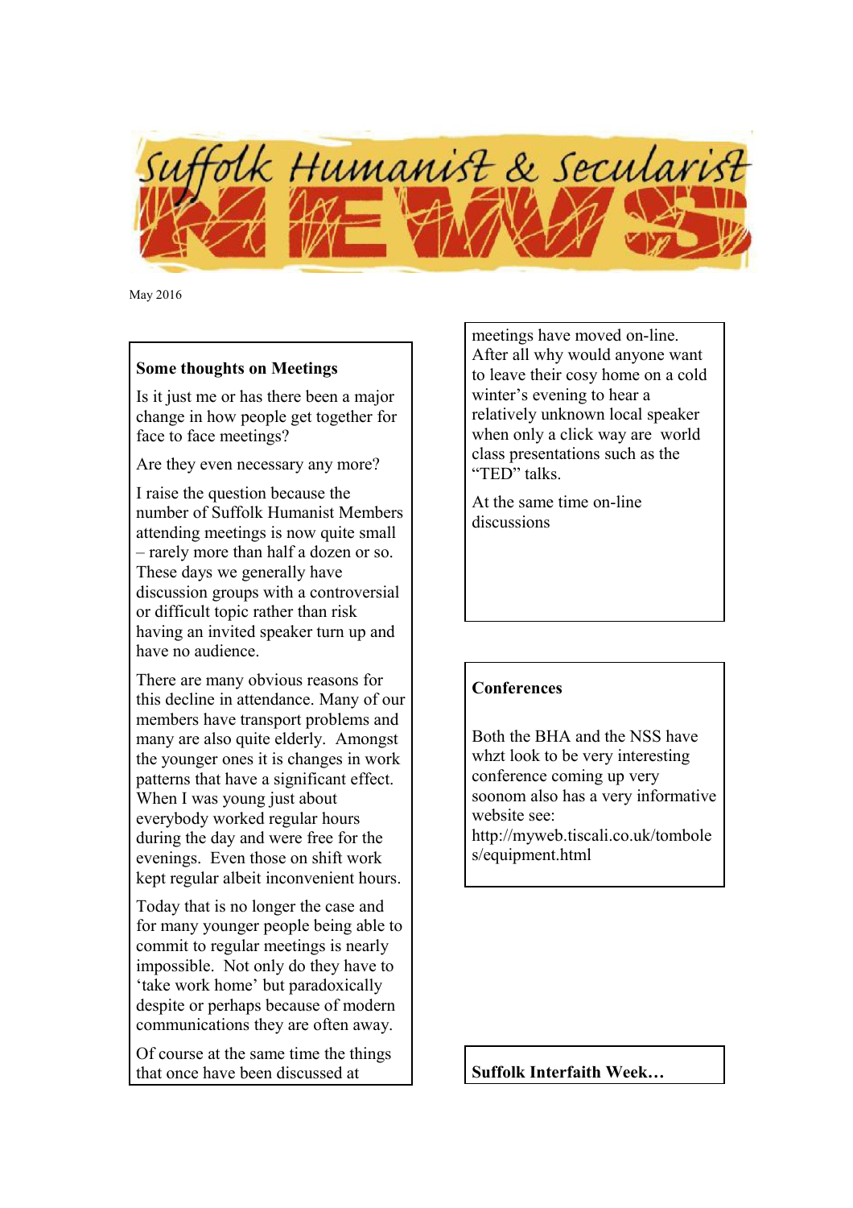# Suffolk Humanist & Secularist NEWS

May 2016

## Some thoughts on Meetings

Is it just me or has there been a major change in how people get together for face to face meetings?

Are they even necessary any more?

I raise the question because the number of Suffolk Humanist Members attending meetings is now quite small – rarely more than half a dozen or so. These days we generally have discussion groups with a controversial or difficult topic rather than risk having an invited speaker turn up and have no audience.

There are many obvious reasons for this decline in attendance. Many of our members have transport problems and many are also quite elderly. Amongst the younger ones it is changes in work patterns that have a significant effect. When I was young just about everybody worked regular hours during the day and were free for the evenings. Even those on shift work kept regular albeit inconvenient hours.

Today that is no longer the case and for many younger people being able to commit to regular meetings is nearly impossible. Not only do they have to 'take work home' but paradoxically despite or perhaps because of modern communications they are often away.

Of course at the same time the things that once have been discussed at meetings have moved on-line. After all why would anyone want to leave their cosy home on a cold winter's evening to hear a relatively unknown local speaker when only a click way are world class presentations such as the "TED" talks.

At the same time on-line discussions

## Conferences

Both the BHA and the NSS have whzt look to be very interesting conference coming up very soonom also has a very informative website see: http://myweb.tiscali.co.uk/tomboles/equipment.html

## Suffolk Interfaith Week…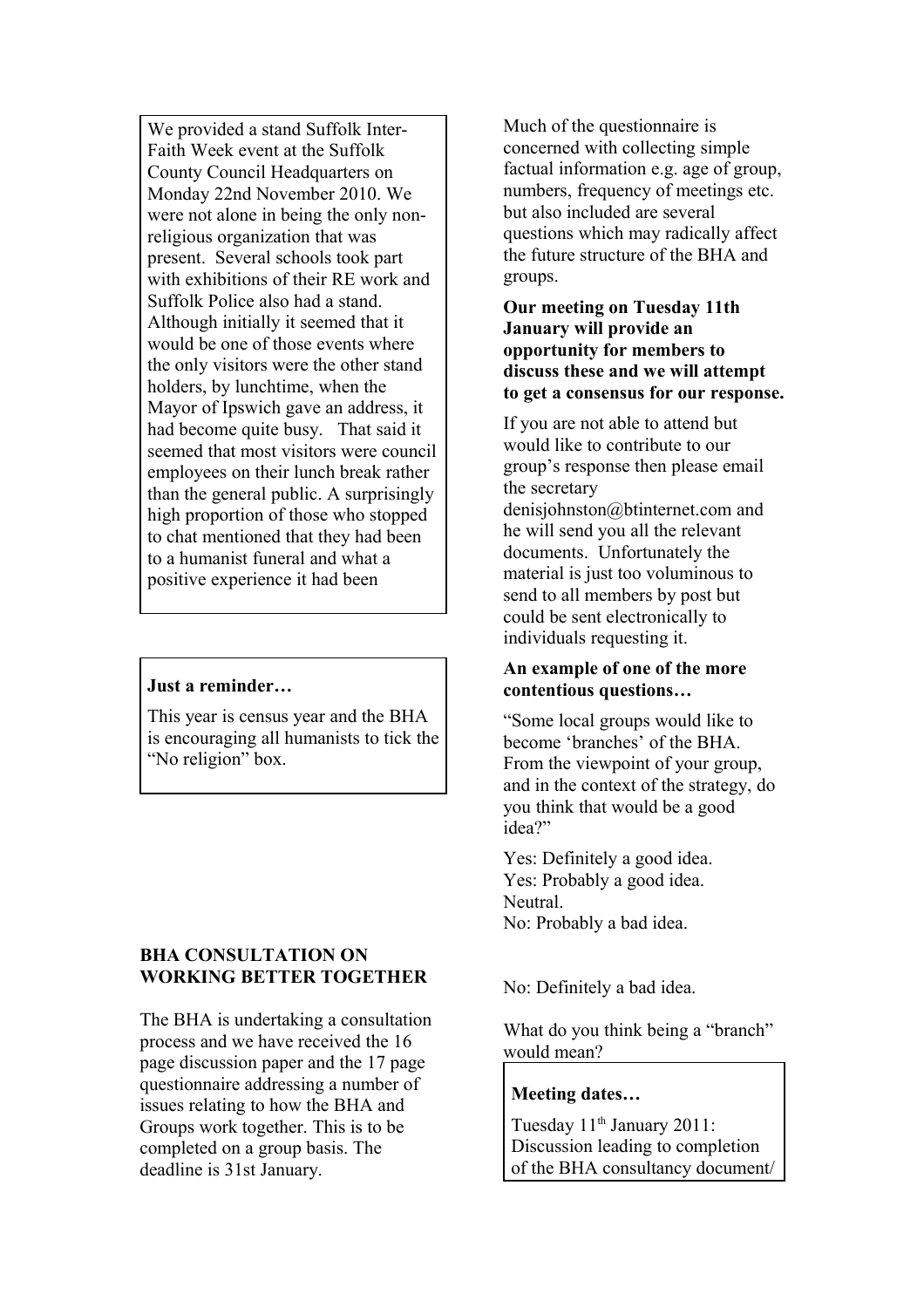We provided a stand Suffolk Inter-Faith Week event at the Suffolk County Council Headquarters on Monday 22nd November 2010. We were not alone in being the only non-religious organization that was present. Several schools took part with exhibitions of their RE work and Suffolk Police also had a stand. Although initially it seemed that it would be one of those events where the only visitors were the other stand holders, by lunchtime, when the Mayor of Ipswich gave an address, it had become quite busy. That said it seemed that most visitors were council employees on their lunch break rather than the general public. A surprisingly high proportion of those who stopped to chat mentioned that they had been to a humanist funeral and what a positive experience it had been

**Just a reminder…**

This year is census year and the BHA is encouraging all humanists to tick the "No religion" box.

**BHA CONSULTATION ON WORKING BETTER TOGETHER**

The BHA is undertaking a consultation process and we have received the 16 page discussion paper and the 17 page questionnaire addressing a number of issues relating to how the BHA and Groups work together. This is to be completed on a group basis. The deadline is 31st January.

Much of the questionnaire is concerned with collecting simple factual information e.g. age of group, numbers, frequency of meetings etc. but also included are several questions which may radically affect the future structure of the BHA and groups.

**Our meeting on Tuesday 11th January will provide an opportunity for members to discuss these and we will attempt to get a consensus for our response.**

If you are not able to attend but would like to contribute to our group's response then please email the secretary denisjohnston@btinternet.com and he will send you all the relevant documents. Unfortunately the material is just too voluminous to send to all members by post but could be sent electronically to individuals requesting it.

**An example of one of the more contentious questions…**

"Some local groups would like to become 'branches' of the BHA. From the viewpoint of your group, and in the context of the strategy, do you think that would be a good idea?"

Yes: Definitely a good idea.
Yes: Probably a good idea.
Neutral.
No: Probably a bad idea.

No: Definitely a bad idea.

What do you think being a "branch" would mean?

**Meeting dates…**

Tuesday 11th January 2011: Discussion leading to completion of the BHA consultancy document/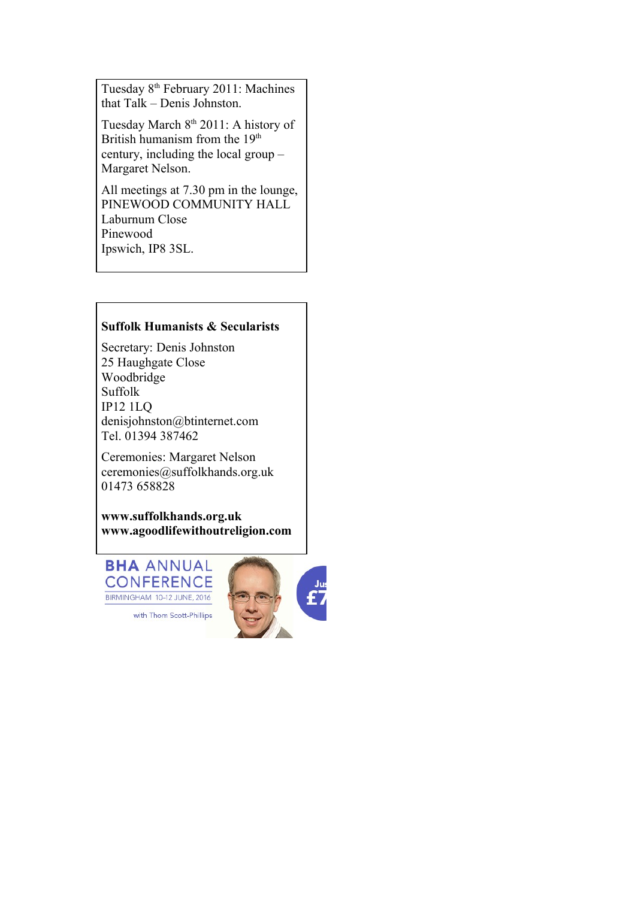Tuesday 8th February 2011: Machines that Talk – Denis Johnston.

Tuesday March 8th 2011: A history of British humanism from the 19th century, including the local group – Margaret Nelson.

All meetings at 7.30 pm in the lounge,
PINEWOOD COMMUNITY HALL
Laburnum Close
Pinewood
Ipswich, IP8 3SL.

**Suffolk Humanists & Secularists**

Secretary: Denis Johnston
25 Haughgate Close
Woodbridge
Suffolk
IP12 1LQ
denisjohnston@btinternet.com
Tel. 01394 387462

Ceremonies: Margaret Nelson
ceremonies@suffolkhands.org.uk
01473 658828

**www.suffolkhands.org.uk**
**www.agoodlifewithoutreligion.com**

BHA ANNUAL CONFERENCE
BIRMINGHAM 10-12 JUNE, 2016
with Thom Scott-Phillips